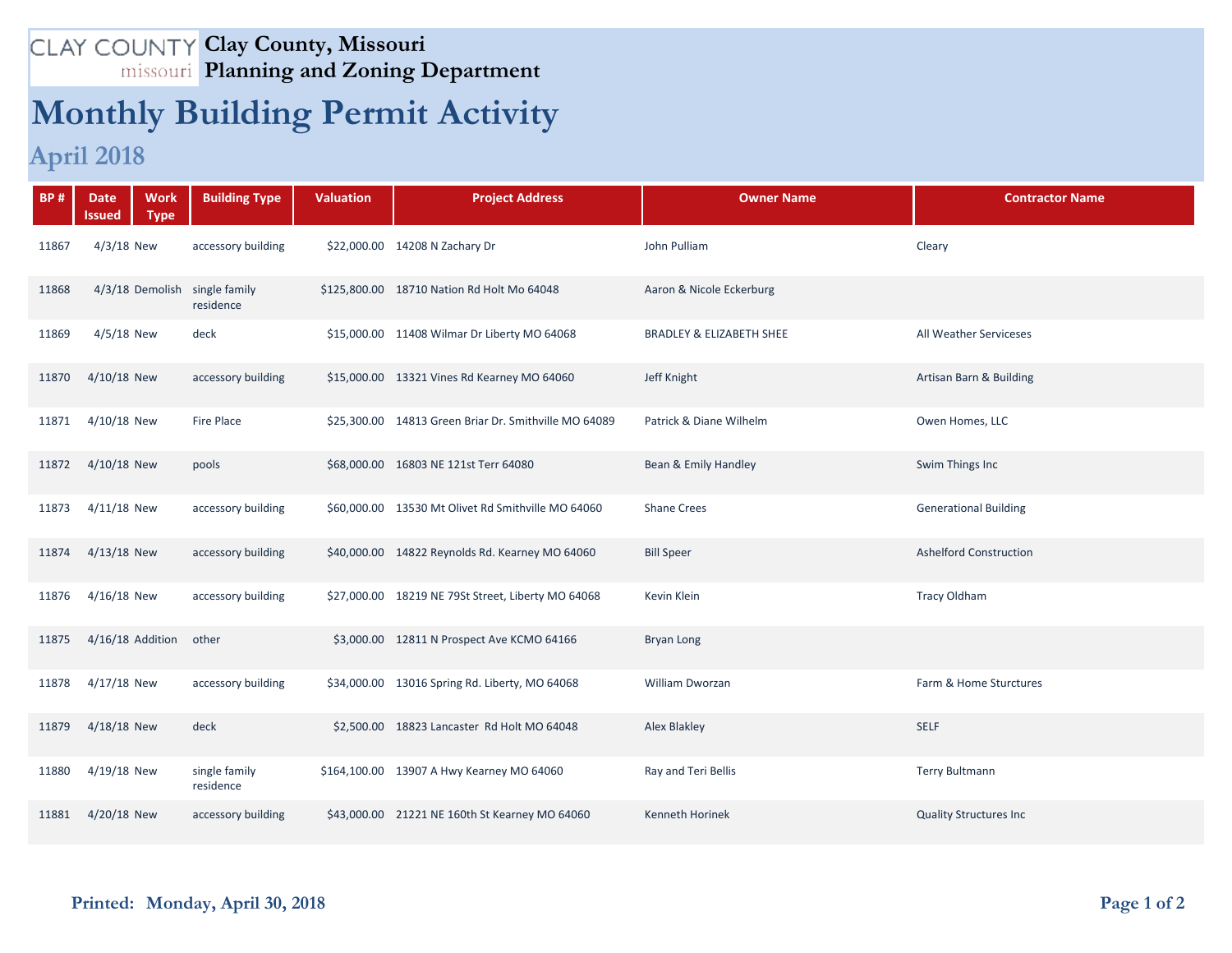# Clay County, Missouri
## Planning and Zoning Department

# Monthly Building Permit Activity

## April 2018

| BP # | Date Issued | Work Type | Building Type | Valuation | Project Address | Owner Name | Contractor Name |
|---|---|---|---|---|---|---|---|
| 11867 | 4/3/18 | New | accessory building | $22,000.00 | 14208 N Zachary Dr | John Pulliam | Cleary |
| 11868 | 4/3/18 | Demolish | single family residence | $125,800.00 | 18710 Nation Rd Holt Mo 64048 | Aaron & Nicole Eckerburg | |
| 11869 | 4/5/18 | New | deck | $15,000.00 | 11408 Wilmar Dr Liberty MO 64068 | BRADLEY & ELIZABETH SHEE | All Weather Serviceses |
| 11870 | 4/10/18 | New | accessory building | $15,000.00 | 13321 Vines Rd Kearney MO 64060 | Jeff Knight | Artisan Barn & Building |
| 11871 | 4/10/18 | New | Fire Place | $25,300.00 | 14813 Green Briar Dr. Smithville MO 64089 | Patrick & Diane Wilhelm | Owen Homes, LLC |
| 11872 | 4/10/18 | New | pools | $68,000.00 | 16803 NE 121st Terr 64080 | Bean & Emily Handley | Swim Things Inc |
| 11873 | 4/11/18 | New | accessory building | $60,000.00 | 13530 Mt Olivet Rd Smithville MO 64060 | Shane Crees | Generational Building |
| 11874 | 4/13/18 | New | accessory building | $40,000.00 | 14822 Reynolds Rd. Kearney MO 64060 | Bill Speer | Ashelford Construction |
| 11876 | 4/16/18 | New | accessory building | $27,000.00 | 18219 NE 79St Street, Liberty MO 64068 | Kevin Klein | Tracy Oldham |
| 11875 | 4/16/18 | Addition | other | $3,000.00 | 12811 N Prospect Ave KCMO 64166 | Bryan Long | |
| 11878 | 4/17/18 | New | accessory building | $34,000.00 | 13016 Spring Rd. Liberty, MO 64068 | William Dworzan | Farm & Home Sturctures |
| 11879 | 4/18/18 | New | deck | $2,500.00 | 18823 Lancaster Rd Holt MO 64048 | Alex Blakley | SELF |
| 11880 | 4/19/18 | New | single family residence | $164,100.00 | 13907 A Hwy Kearney MO 64060 | Ray and Teri Bellis | Terry Bultmann |
| 11881 | 4/20/18 | New | accessory building | $43,000.00 | 21221 NE 160th St Kearney MO 64060 | Kenneth Horinek | Quality Structures Inc |

**Printed: Monday, April 30, 2018**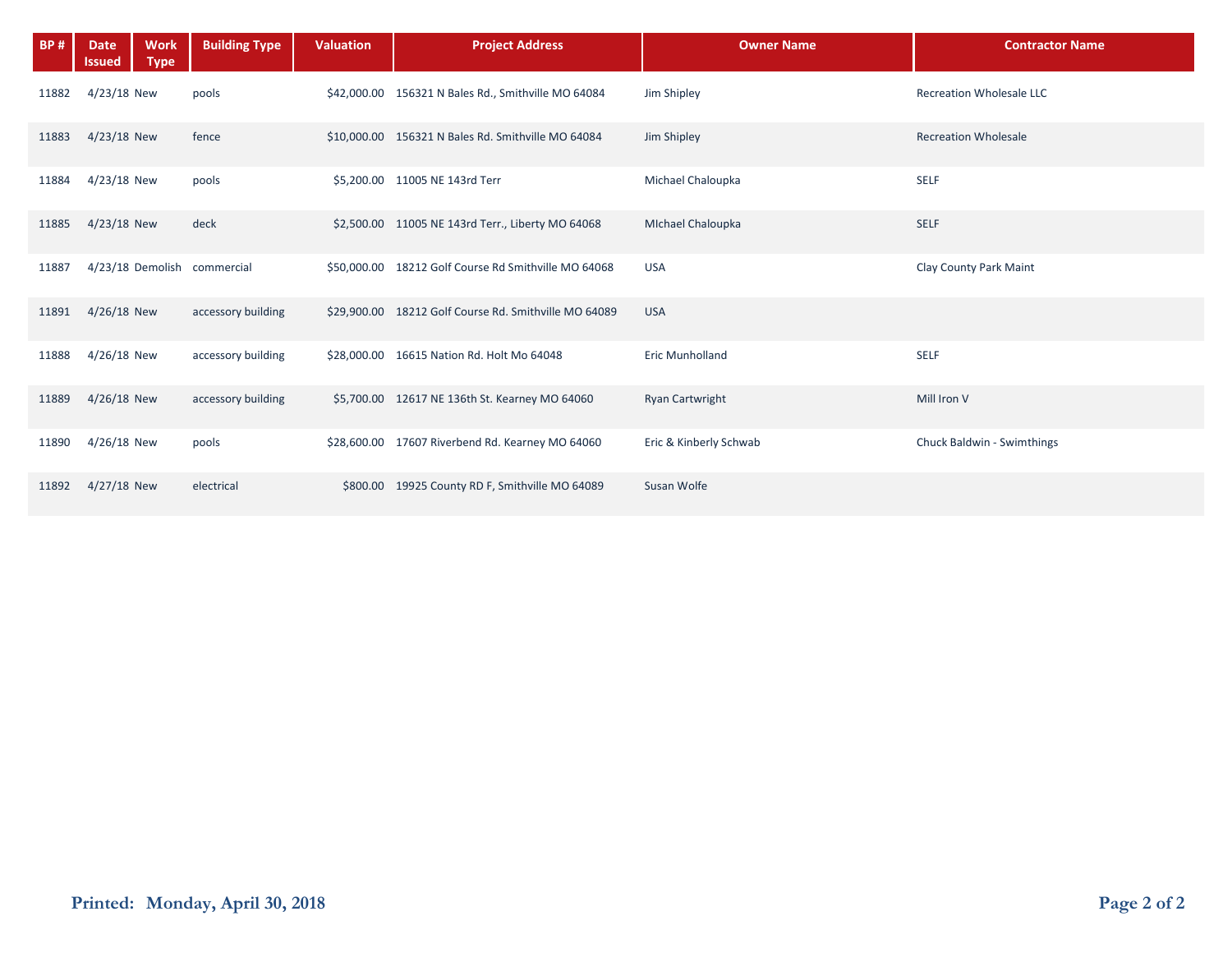| BP # | Date Issued | Work Type | Building Type | Valuation | Project Address | Owner Name | Contractor Name |
|---|---|---|---|---|---|---|---|
| 11882 | 4/23/18 | New | pools | $42,000.00 | 156321 N Bales Rd., Smithville MO 64084 | Jim Shipley | Recreation Wholesale LLC |
| 11883 | 4/23/18 | New | fence | $10,000.00 | 156321 N Bales Rd. Smithville MO 64084 | Jim Shipley | Recreation Wholesale |
| 11884 | 4/23/18 | New | pools | $5,200.00 | 11005 NE 143rd Terr | Michael Chaloupka | SELF |
| 11885 | 4/23/18 | New | deck | $2,500.00 | 11005 NE 143rd Terr., Liberty MO 64068 | MIchael Chaloupka | SELF |
| 11887 | 4/23/18 | Demolish | commercial | $50,000.00 | 18212 Golf Course Rd Smithville MO 64068 | USA | Clay County Park Maint |
| 11891 | 4/26/18 | New | accessory building | $29,900.00 | 18212 Golf Course Rd. Smithville MO 64089 | USA | |
| 11888 | 4/26/18 | New | accessory building | $28,000.00 | 16615 Nation Rd. Holt Mo 64048 | Eric Munholland | SELF |
| 11889 | 4/26/18 | New | accessory building | $5,700.00 | 12617 NE 136th St. Kearney MO 64060 | Ryan Cartwright | Mill Iron V |
| 11890 | 4/26/18 | New | pools | $28,600.00 | 17607 Riverbend Rd. Kearney MO 64060 | Eric & Kinberly Schwab | Chuck Baldwin - Swimthings |
| 11892 | 4/27/18 | New | electrical | $800.00 | 19925 County RD F, Smithville MO 64089 | Susan Wolfe | |

**Printed: Monday, April 30, 2018**